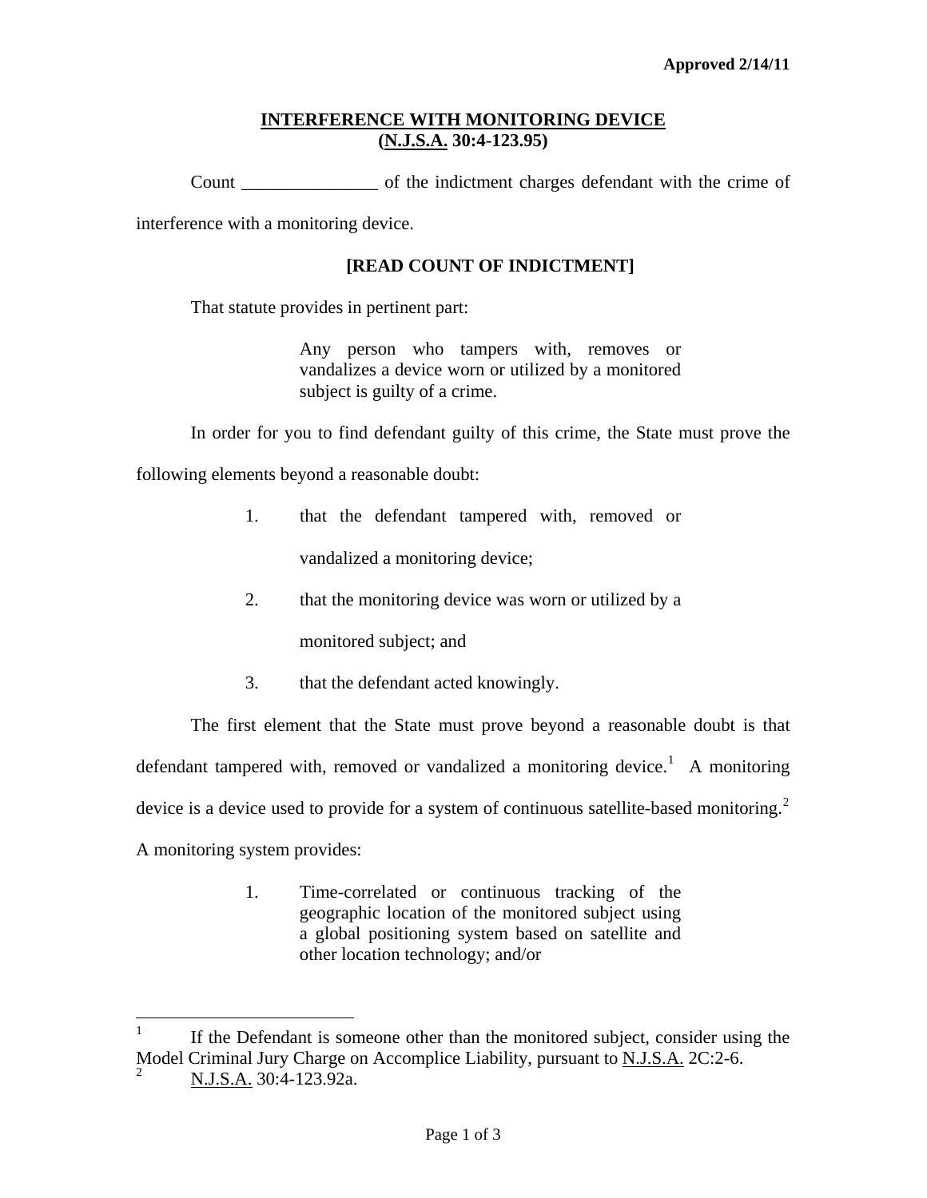**Approved 2/14/11**

# INTERFERENCE WITH MONITORING DEVICE (N.J.S.A. 30:4-123.95)

Count _______________ of the indictment charges defendant with the crime of interference with a monitoring device.

**[READ COUNT OF INDICTMENT]**

That statute provides in pertinent part:

> Any person who tampers with, removes or vandalizes a device worn or utilized by a monitored subject is guilty of a crime.

In order for you to find defendant guilty of this crime, the State must prove the following elements beyond a reasonable doubt:

1. that the defendant tampered with, removed or vandalized a monitoring device;
2. that the monitoring device was worn or utilized by a monitored subject; and
3. that the defendant acted knowingly.

The first element that the State must prove beyond a reasonable doubt is that defendant tampered with, removed or vandalized a monitoring device.[1] A monitoring device is a device used to provide for a system of continuous satellite-based monitoring.[2] A monitoring system provides:

> 1. Time-correlated or continuous tracking of the geographic location of the monitored subject using a global positioning system based on satellite and other location technology; and/or

---

[1] If the Defendant is someone other than the monitored subject, consider using the Model Criminal Jury Charge on Accomplice Liability, pursuant to N.J.S.A. 2C:2-6.

[2] N.J.S.A. 30:4-123.92a.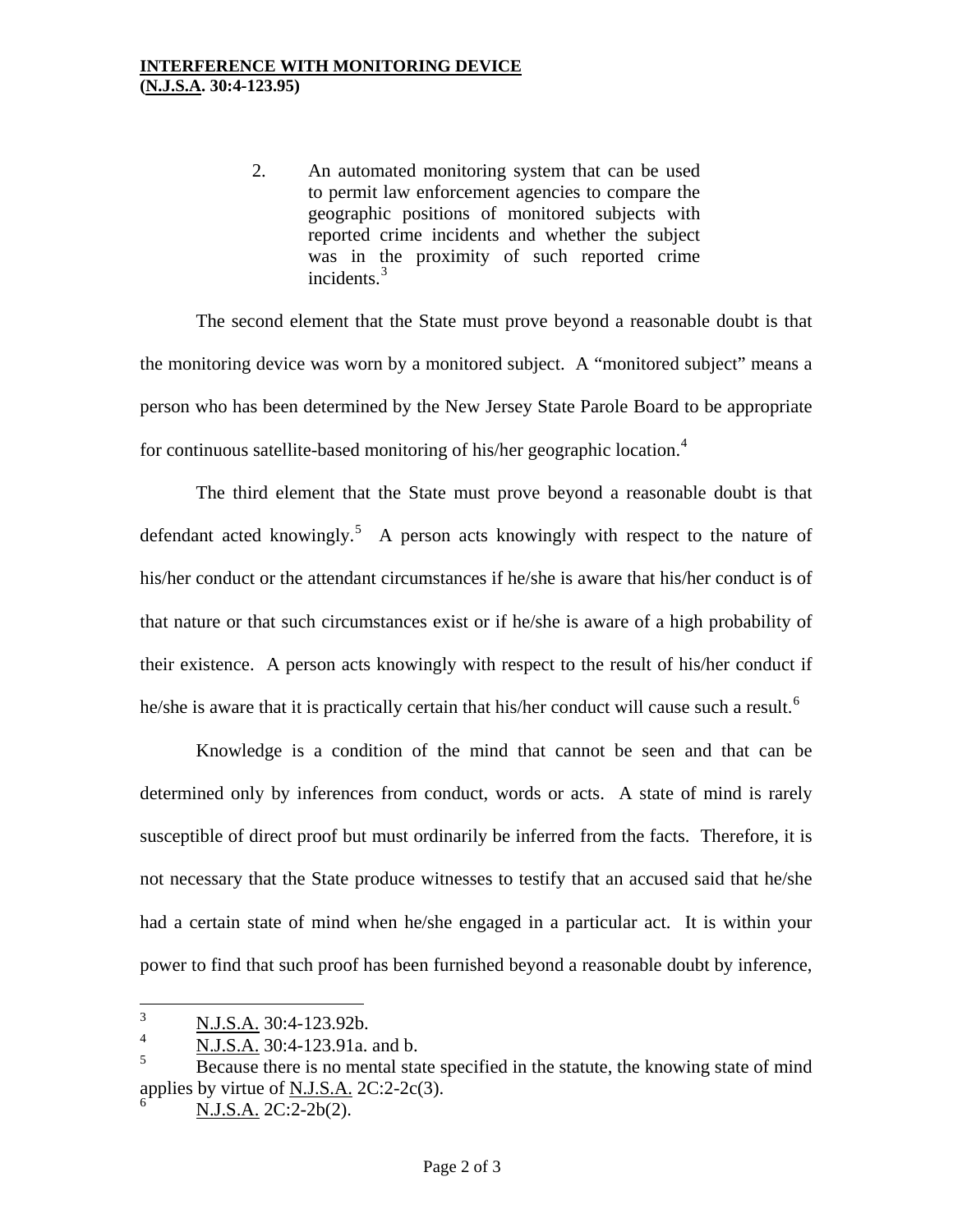2. An automated monitoring system that can be used to permit law enforcement agencies to compare the geographic positions of monitored subjects with reported crime incidents and whether the subject was in the proximity of such reported crime incidents.[3]

The second element that the State must prove beyond a reasonable doubt is that the monitoring device was worn by a monitored subject. A "monitored subject" means a person who has been determined by the New Jersey State Parole Board to be appropriate for continuous satellite-based monitoring of his/her geographic location.[4]

The third element that the State must prove beyond a reasonable doubt is that defendant acted knowingly.[5] A person acts knowingly with respect to the nature of his/her conduct or the attendant circumstances if he/she is aware that his/her conduct is of that nature or that such circumstances exist or if he/she is aware of a high probability of their existence. A person acts knowingly with respect to the result of his/her conduct if he/she is aware that it is practically certain that his/her conduct will cause such a result.[6]

Knowledge is a condition of the mind that cannot be seen and that can be determined only by inferences from conduct, words or acts. A state of mind is rarely susceptible of direct proof but must ordinarily be inferred from the facts. Therefore, it is not necessary that the State produce witnesses to testify that an accused said that he/she had a certain state of mind when he/she engaged in a particular act. It is within your power to find that such proof has been furnished beyond a reasonable doubt by inference,

---

[3] N.J.S.A. 30:4-123.92b.

[4] N.J.S.A. 30:4-123.91a. and b.

[5] Because there is no mental state specified in the statute, the knowing state of mind applies by virtue of N.J.S.A. 2C:2-2c(3).

[6] N.J.S.A. 2C:2-2b(2).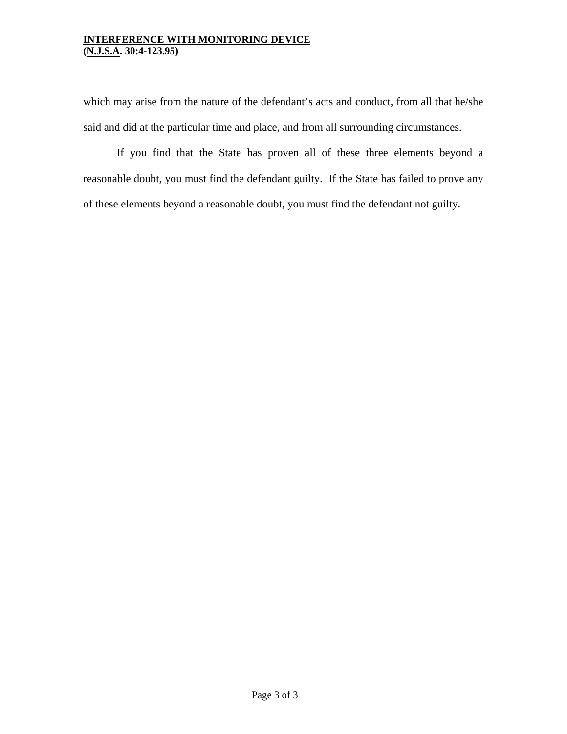which may arise from the nature of the defendant's acts and conduct, from all that he/she said and did at the particular time and place, and from all surrounding circumstances.

If you find that the State has proven all of these three elements beyond a reasonable doubt, you must find the defendant guilty. If the State has failed to prove any of these elements beyond a reasonable doubt, you must find the defendant not guilty.